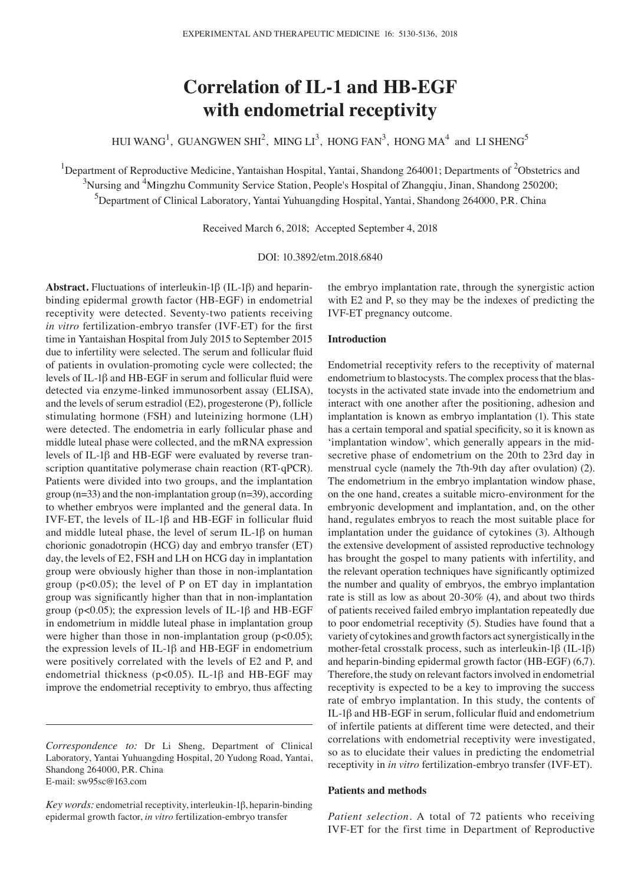# Correlation of IL-1 and HB-EGF with endometrial receptivity

HUI WANG[1], GUANGWEN SHI[2], MING LI[3], HONG FAN[3], HONG MA[4] and LI SHENG[5]

[1]Department of Reproductive Medicine, Yantaishan Hospital, Yantai, Shandong 264001; Departments of [2]Obstetrics and [3]Nursing and [4]Mingzhu Community Service Station, People's Hospital of Zhangqiu, Jinan, Shandong 250200; [5]Department of Clinical Laboratory, Yantai Yuhuangding Hospital, Yantai, Shandong 264000, P.R. China

Received March 6, 2018; Accepted September 4, 2018

DOI: 10.3892/etm.2018.6840

**Abstract.** Fluctuations of interleukin-1β (IL-1β) and heparin-binding epidermal growth factor (HB-EGF) in endometrial receptivity were detected. Seventy-two patients receiving *in vitro* fertilization-embryo transfer (IVF-ET) for the first time in Yantaishan Hospital from July 2015 to September 2015 due to infertility were selected. The serum and follicular fluid of patients in ovulation-promoting cycle were collected; the levels of IL-1β and HB-EGF in serum and follicular fluid were detected via enzyme-linked immunosorbent assay (ELISA), and the levels of serum estradiol (E2), progesterone (P), follicle stimulating hormone (FSH) and luteinizing hormone (LH) were detected. The endometria in early follicular phase and middle luteal phase were collected, and the mRNA expression levels of IL-1β and HB-EGF were evaluated by reverse transcription quantitative polymerase chain reaction (RT-qPCR). Patients were divided into two groups, and the implantation group (n=33) and the non-implantation group (n=39), according to whether embryos were implanted and the general data. In IVF-ET, the levels of IL-1β and HB-EGF in follicular fluid and middle luteal phase, the level of serum IL-1β on human chorionic gonadotropin (HCG) day and embryo transfer (ET) day, the levels of E2, FSH and LH on HCG day in implantation group were obviously higher than those in non-implantation group ($p<0.05$); the level of P on ET day in implantation group was significantly higher than that in non-implantation group ($p<0.05$); the expression levels of IL-1β and HB-EGF in endometrium in middle luteal phase in implantation group were higher than those in non-implantation group ($p<0.05$); the expression levels of IL-1β and HB-EGF in endometrium were positively correlated with the levels of E2 and P, and endometrial thickness ($p<0.05$). IL-1β and HB-EGF may improve the endometrial receptivity to embryo, thus affecting the embryo implantation rate, through the synergistic action with E2 and P, so they may be the indexes of predicting the IVF-ET pregnancy outcome.

*Correspondence to:* Dr Li Sheng, Department of Clinical Laboratory, Yantai Yuhuangding Hospital, 20 Yudong Road, Yantai, Shandong 264000, P.R. China
E-mail: sw95sc@163.com

*Key words:* endometrial receptivity, interleukin-1β, heparin-binding epidermal growth factor, *in vitro* fertilization-embryo transfer

## Introduction

Endometrial receptivity refers to the receptivity of maternal endometrium to blastocysts. The complex process that the blastocysts in the activated state invade into the endometrium and interact with one another after the positioning, adhesion and implantation is known as embryo implantation (1). This state has a certain temporal and spatial specificity, so it is known as 'implantation window', which generally appears in the mid-secretive phase of endometrium on the 20th to 23rd day in menstrual cycle (namely the 7th-9th day after ovulation) (2). The endometrium in the embryo implantation window phase, on the one hand, creates a suitable micro-environment for the embryonic development and implantation, and, on the other hand, regulates embryos to reach the most suitable place for implantation under the guidance of cytokines (3). Although the extensive development of assisted reproductive technology has brought the gospel to many patients with infertility, and the relevant operation techniques have significantly optimized the number and quality of embryos, the embryo implantation rate is still as low as about 20-30% (4), and about two thirds of patients received failed embryo implantation repeatedly due to poor endometrial receptivity (5). Studies have found that a variety of cytokines and growth factors act synergistically in the mother-fetal crosstalk process, such as interleukin-1β (IL-1β) and heparin-binding epidermal growth factor (HB-EGF) (6,7). Therefore, the study on relevant factors involved in endometrial receptivity is expected to be a key to improving the success rate of embryo implantation. In this study, the contents of IL-1β and HB-EGF in serum, follicular fluid and endometrium of infertile patients at different time were detected, and their correlations with endometrial receptivity were investigated, so as to elucidate their values in predicting the endometrial receptivity in *in vitro* fertilization-embryo transfer (IVF-ET).

## Patients and methods

*Patient selection.* A total of 72 patients who receiving IVF-ET for the first time in Department of Reproductive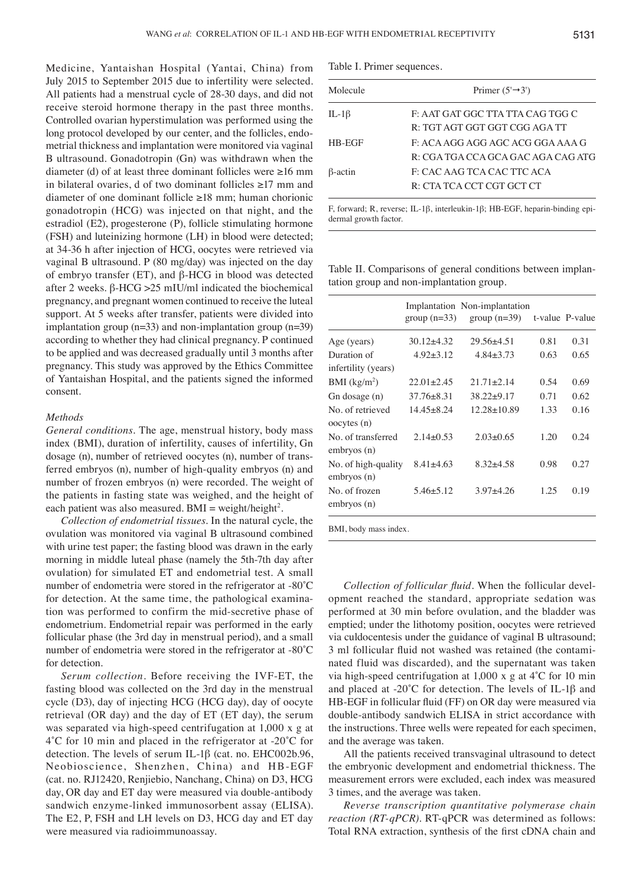Medicine, Yantaishan Hospital (Yantai, China) from July 2015 to September 2015 due to infertility were selected. All patients had a menstrual cycle of 28-30 days, and did not receive steroid hormone therapy in the past three months. Controlled ovarian hyperstimulation was performed using the long protocol developed by our center, and the follicles, endometrial thickness and implantation were monitored via vaginal B ultrasound. Gonadotropin (Gn) was withdrawn when the diameter (d) of at least three dominant follicles were ≥16 mm in bilateral ovaries, d of two dominant follicles ≥17 mm and diameter of one dominant follicle ≥18 mm; human chorionic gonadotropin (HCG) was injected on that night, and the estradiol (E2), progesterone (P), follicle stimulating hormone (FSH) and luteinizing hormone (LH) in blood were detected; at 34-36 h after injection of HCG, oocytes were retrieved via vaginal B ultrasound. P (80 mg/day) was injected on the day of embryo transfer (ET), and β-HCG in blood was detected after 2 weeks. β-HCG >25 mIU/ml indicated the biochemical pregnancy, and pregnant women continued to receive the luteal support. At 5 weeks after transfer, patients were divided into implantation group (n=33) and non-implantation group (n=39) according to whether they had clinical pregnancy. P continued to be applied and was decreased gradually until 3 months after pregnancy. This study was approved by the Ethics Committee of Yantaishan Hospital, and the patients signed the informed consent.

### *Methods*

*General conditions.* The age, menstrual history, body mass index (BMI), duration of infertility, causes of infertility, Gn dosage (n), number of retrieved oocytes (n), number of transferred embryos (n), number of high-quality embryos (n) and number of frozen embryos (n) were recorded. The weight of the patients in fasting state was weighed, and the height of each patient was also measured. BMI = weight/height$^2$.

*Collection of endometrial tissues.* In the natural cycle, the ovulation was monitored via vaginal B ultrasound combined with urine test paper; the fasting blood was drawn in the early morning in middle luteal phase (namely the 5th-7th day after ovulation) for simulated ET and endometrial test. A small number of endometria were stored in the refrigerator at -80˚C for detection. At the same time, the pathological examination was performed to confirm the mid-secretive phase of endometrium. Endometrial repair was performed in the early follicular phase (the 3rd day in menstrual period), and a small number of endometria were stored in the refrigerator at -80˚C for detection.

*Serum collection.* Before receiving the IVF-ET, the fasting blood was collected on the 3rd day in the menstrual cycle (D3), day of injecting HCG (HCG day), day of oocyte retrieval (OR day) and the day of ET (ET day), the serum was separated via high-speed centrifugation at 1,000 x g at 4˚C for 10 min and placed in the refrigerator at -20˚C for detection. The levels of serum IL-1β (cat. no. EHC002b.96, Neobioscience, Shenzhen, China) and HB-EGF (cat. no. RJ12420, Renjiebio, Nanchang, China) on D3, HCG day, OR day and ET day were measured via double-antibody sandwich enzyme-linked immunosorbent assay (ELISA). The E2, P, FSH and LH levels on D3, HCG day and ET day were measured via radioimmunoassay.

Table I. Primer sequences.

| Molecule | Primer (5'→3') |
|---|---|
| IL-1β | F: AAT GAT GGC TTA TTA CAG TGG C |
| | R: TGT AGT GGT GGT CGG AGA TT |
| HB-EGF | F: ACA AGG AGG AGC ACG GGA AAA G |
| | R: CGA TGA CCA GCA GAC AGA CAG ATG |
| β-actin | F: CAC AAG TCA CAC TTC ACA |
| | R: CTA TCA CCT CGT GCT CT |

F, forward; R, reverse; IL-1β, interleukin-1β; HB-EGF, heparin-binding epidermal growth factor.

Table II. Comparisons of general conditions between implantation group and non-implantation group.

| | Implantation group (n=33) | Non-implantation group (n=39) | t-value | P-value |
|---|---|---|---|---|
| Age (years) | 30.12±4.32 | 29.56±4.51 | 0.81 | 0.31 |
| Duration of infertility (years) | 4.92±3.12 | 4.84±3.73 | 0.63 | 0.65 |
| BMI (kg/m$^2$) | 22.01±2.45 | 21.71±2.14 | 0.54 | 0.69 |
| Gn dosage (n) | 37.76±8.31 | 38.22±9.17 | 0.71 | 0.62 |
| No. of retrieved oocytes (n) | 14.45±8.24 | 12.28±10.89 | 1.33 | 0.16 |
| No. of transferred embryos (n) | 2.14±0.53 | 2.03±0.65 | 1.20 | 0.24 |
| No. of high-quality embryos (n) | 8.41±4.63 | 8.32±4.58 | 0.98 | 0.27 |
| No. of frozen embryos (n) | 5.46±5.12 | 3.97±4.26 | 1.25 | 0.19 |

BMI, body mass index.

*Collection of follicular fluid.* When the follicular development reached the standard, appropriate sedation was performed at 30 min before ovulation, and the bladder was emptied; under the lithotomy position, oocytes were retrieved via culdocentesis under the guidance of vaginal B ultrasound; 3 ml follicular fluid not washed was retained (the contaminated fluid was discarded), and the supernatant was taken via high-speed centrifugation at 1,000 x g at 4˚C for 10 min and placed at -20˚C for detection. The levels of IL-1β and HB-EGF in follicular fluid (FF) on OR day were measured via double-antibody sandwich ELISA in strict accordance with the instructions. Three wells were repeated for each specimen, and the average was taken.

All the patients received transvaginal ultrasound to detect the embryonic development and endometrial thickness. The measurement errors were excluded, each index was measured 3 times, and the average was taken.

*Reverse transcription quantitative polymerase chain reaction (RT-qPCR).* RT-qPCR was determined as follows: Total RNA extraction, synthesis of the first cDNA chain and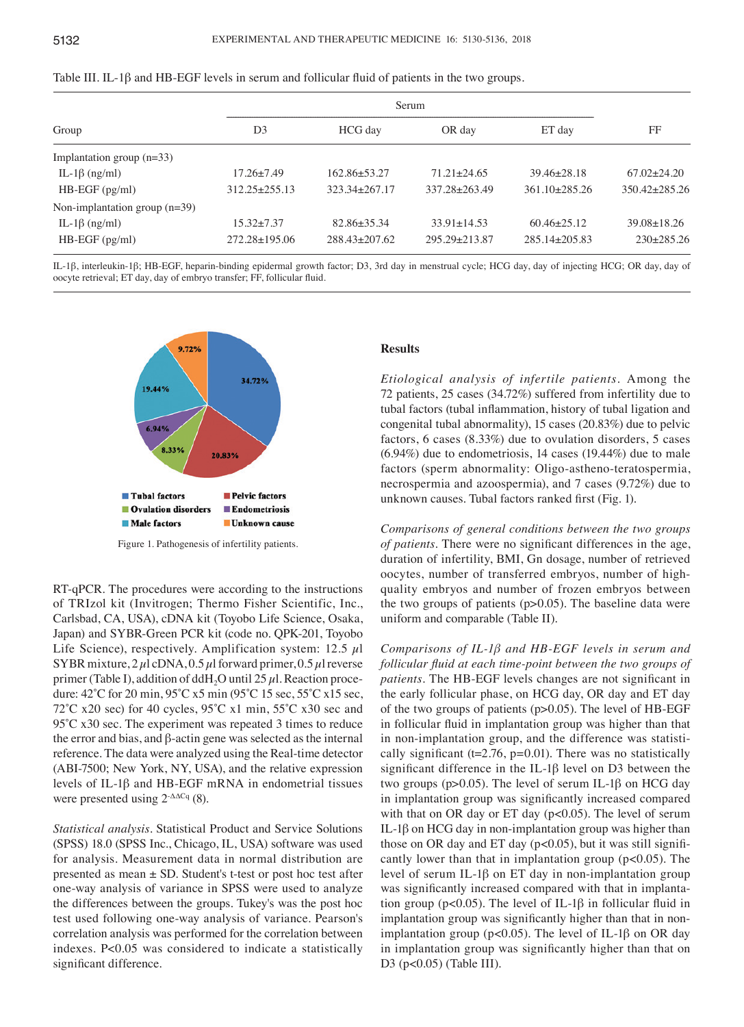Table III. IL-1β and HB-EGF levels in serum and follicular fluid of patients in the two groups.

| Group | Serum | | | | FF |
|---|---|---|---|---|---|
| | D3 | HCG day | OR day | ET day | |
| Implantation group (n=33) | | | | | |
| IL-1β (ng/ml) | 17.26±7.49 | 162.86±53.27 | 71.21±24.65 | 39.46±28.18 | 67.02±24.20 |
| HB-EGF (pg/ml) | 312.25±255.13 | 323.34±267.17 | 337.28±263.49 | 361.10±285.26 | 350.42±285.26 |
| Non-implantation group (n=39) | | | | | |
| IL-1β (ng/ml) | 15.32±7.37 | 82.86±35.34 | 33.91±14.53 | 60.46±25.12 | 39.08±18.26 |
| HB-EGF (pg/ml) | 272.28±195.06 | 288.43±207.62 | 295.29±213.87 | 285.14±205.83 | 230±285.26 |

IL-1β, interleukin-1β; HB-EGF, heparin-binding epidermal growth factor; D3, 3rd day in menstrual cycle; HCG day, day of injecting HCG; OR day, day of oocyte retrieval; ET day, day of embryo transfer; FF, follicular fluid.

Figure 1. Pathogenesis of infertility patients.

RT-qPCR. The procedures were according to the instructions of TRIzol kit (Invitrogen; Thermo Fisher Scientific, Inc., Carlsbad, CA, USA), cDNA kit (Toyobo Life Science, Osaka, Japan) and SYBR-Green PCR kit (code no. QPK-201, Toyobo Life Science), respectively. Amplification system: 12.5 $\mu$l SYBR mixture, 2 $\mu$l cDNA, 0.5 $\mu$l forward primer, 0.5 $\mu$l reverse primer (Table I), addition of $ddH_2O$ until 25 $\mu$l. Reaction procedure: 42˚C for 20 min, 95˚C x5 min (95˚C 15 sec, 55˚C x15 sec, 72˚C x20 sec) for 40 cycles, 95˚C x1 min, 55˚C x30 sec and 95˚C x30 sec. The experiment was repeated 3 times to reduce the error and bias, and β-actin gene was selected as the internal reference. The data were analyzed using the Real-time detector (ABI-7500; New York, NY, USA), and the relative expression levels of IL-1β and HB-EGF mRNA in endometrial tissues were presented using $2^{-\Delta\Delta Cq}$ (8).

*Statistical analysis*. Statistical Product and Service Solutions (SPSS) 18.0 (SPSS Inc., Chicago, IL, USA) software was used for analysis. Measurement data in normal distribution are presented as mean ± SD. Student's t-test or post hoc test after one-way analysis of variance in SPSS were used to analyze the differences between the groups. Tukey's was the post hoc test used following one-way analysis of variance. Pearson's correlation analysis was performed for the correlation between indexes. $P<0.05$ was considered to indicate a statistically significant difference.

## Results

*Etiological analysis of infertile patients*. Among the 72 patients, 25 cases (34.72%) suffered from infertility due to tubal factors (tubal inflammation, history of tubal ligation and congenital tubal abnormality), 15 cases (20.83%) due to pelvic factors, 6 cases (8.33%) due to ovulation disorders, 5 cases (6.94%) due to endometriosis, 14 cases (19.44%) due to male factors (sperm abnormality: Oligo-astheno-teratospermia, necrospermia and azoospermia), and 7 cases (9.72%) due to unknown causes. Tubal factors ranked first (Fig. 1).

*Comparisons of general conditions between the two groups of patients*. There were no significant differences in the age, duration of infertility, BMI, Gn dosage, number of retrieved oocytes, number of transferred embryos, number of high-quality embryos and number of frozen embryos between the two groups of patients ($p>0.05$). The baseline data were uniform and comparable (Table II).

*Comparisons of IL-1β and HB-EGF levels in serum and follicular fluid at each time-point between the two groups of patients*. The HB-EGF levels changes are not significant in the early follicular phase, on HCG day, OR day and ET day of the two groups of patients ($p>0.05$). The level of HB-EGF in follicular fluid in implantation group was higher than that in non-implantation group, and the difference was statistically significant ($t=2.76$, $p=0.01$). There was no statistically significant difference in the IL-1β level on D3 between the two groups ($p>0.05$). The level of serum IL-1β on HCG day in implantation group was significantly increased compared with that on OR day or ET day ($p<0.05$). The level of serum IL-1β on HCG day in non-implantation group was higher than those on OR day and ET day ($p<0.05$), but it was still significantly lower than that in implantation group ($p<0.05$). The level of serum IL-1β on ET day in non-implantation group was significantly increased compared with that in implantation group ($p<0.05$). The level of IL-1β in follicular fluid in implantation group was significantly higher than that in non-implantation group ($p<0.05$). The level of IL-1β on OR day in implantation group was significantly higher than that on D3 ($p<0.05$) (Table III).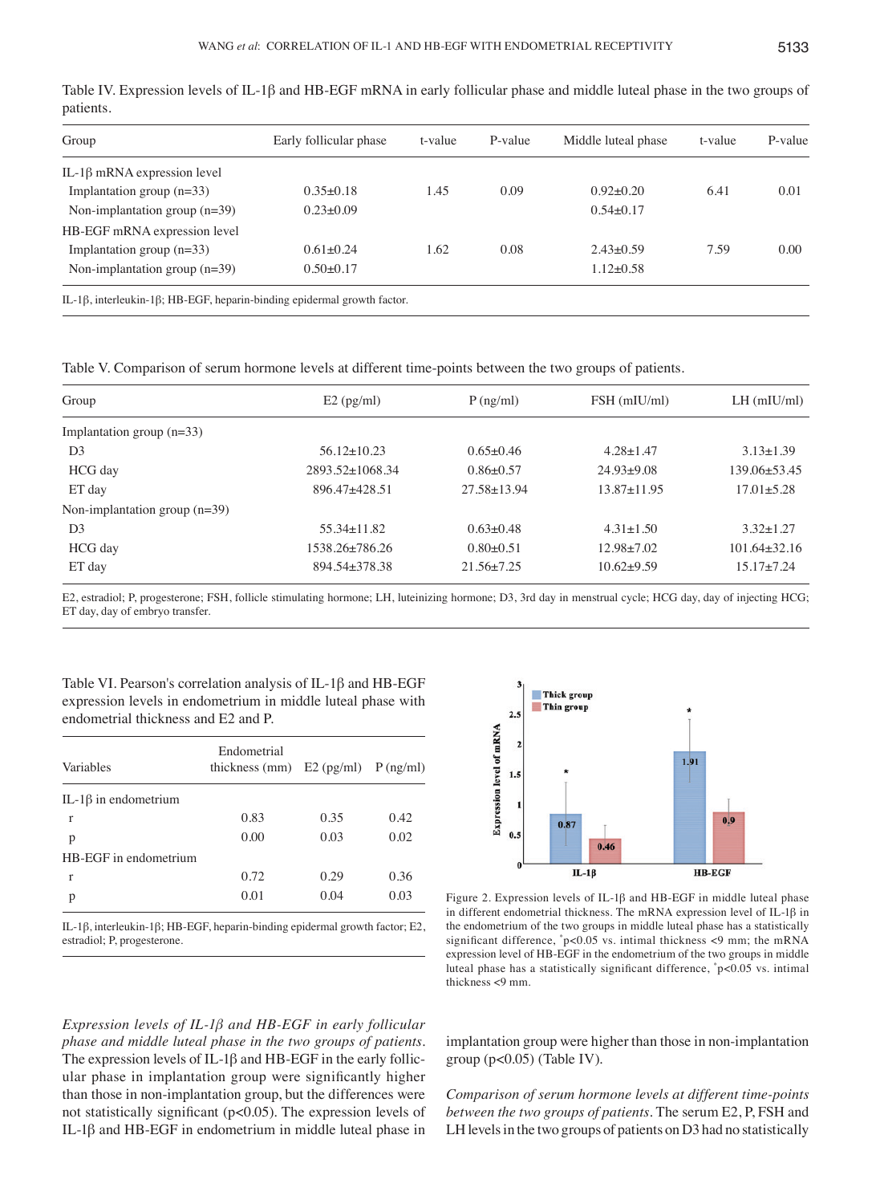Table IV. Expression levels of IL-1β and HB-EGF mRNA in early follicular phase and middle luteal phase in the two groups of patients.

| Group | Early follicular phase | t-value | P-value | Middle luteal phase | t-value | P-value |
|---|---|---|---|---|---|---|
| IL-1β mRNA expression level | | | | | | |
| Implantation group (n=33) | 0.35±0.18 | 1.45 | 0.09 | 0.92±0.20 | 6.41 | 0.01 |
| Non-implantation group (n=39) | 0.23±0.09 | | | 0.54±0.17 | | |
| HB-EGF mRNA expression level | | | | | | |
| Implantation group (n=33) | 0.61±0.24 | 1.62 | 0.08 | 2.43±0.59 | 7.59 | 0.00 |
| Non-implantation group (n=39) | 0.50±0.17 | | | 1.12±0.58 | | |

IL-1β, interleukin-1β; HB-EGF, heparin-binding epidermal growth factor.

Table V. Comparison of serum hormone levels at different time-points between the two groups of patients.

| Group | E2 (pg/ml) | P (ng/ml) | FSH (mIU/ml) | LH (mIU/ml) |
|---|---|---|---|---|
| Implantation group (n=33) | | | | |
| D3 | 56.12±10.23 | 0.65±0.46 | 4.28±1.47 | 3.13±1.39 |
| HCG day | 2893.52±1068.34 | 0.86±0.57 | 24.93±9.08 | 139.06±53.45 |
| ET day | 896.47±428.51 | 27.58±13.94 | 13.87±11.95 | 17.01±5.28 |
| Non-implantation group (n=39) | | | | |
| D3 | 55.34±11.82 | 0.63±0.48 | 4.31±1.50 | 3.32±1.27 |
| HCG day | 1538.26±786.26 | 0.80±0.51 | 12.98±7.02 | 101.64±32.16 |
| ET day | 894.54±378.38 | 21.56±7.25 | 10.62±9.59 | 15.17±7.24 |

E2, estradiol; P, progesterone; FSH, follicle stimulating hormone; LH, luteinizing hormone; D3, 3rd day in menstrual cycle; HCG day, day of injecting HCG; ET day, day of embryo transfer.

Table VI. Pearson's correlation analysis of IL-1β and HB-EGF expression levels in endometrium in middle luteal phase with endometrial thickness and E2 and P.

| Variables | Endometrial thickness (mm) | E2 (pg/ml) | P (ng/ml) |
|---|---|---|---|
| IL-1β in endometrium | | | |
| r | 0.83 | 0.35 | 0.42 |
| p | 0.00 | 0.03 | 0.02 |
| HB-EGF in endometrium | | | |
| r | 0.72 | 0.29 | 0.36 |
| p | 0.01 | 0.04 | 0.03 |

IL-1β, interleukin-1β; HB-EGF, heparin-binding epidermal growth factor; E2, estradiol; P, progesterone.

Figure 2. Expression levels of IL-1β and HB-EGF in middle luteal phase in different endometrial thickness. The mRNA expression level of IL-1β in the endometrium of the two groups in middle luteal phase has a statistically significant difference, *p<0.05 vs. intimal thickness <9 mm; the mRNA expression level of HB-EGF in the endometrium of the two groups in middle luteal phase has a statistically significant difference, *p<0.05 vs. intimal thickness <9 mm.

*Expression levels of IL-1β and HB-EGF in early follicular phase and middle luteal phase in the two groups of patients.* The expression levels of IL-1β and HB-EGF in the early follicular phase in implantation group were significantly higher than those in non-implantation group, but the differences were not statistically significant (p<0.05). The expression levels of IL-1β and HB-EGF in endometrium in middle luteal phase in implantation group were higher than those in non-implantation group (p<0.05) (Table IV).

*Comparison of serum hormone levels at different time-points between the two groups of patients.* The serum E2, P, FSH and LH levels in the two groups of patients on D3 had no statistically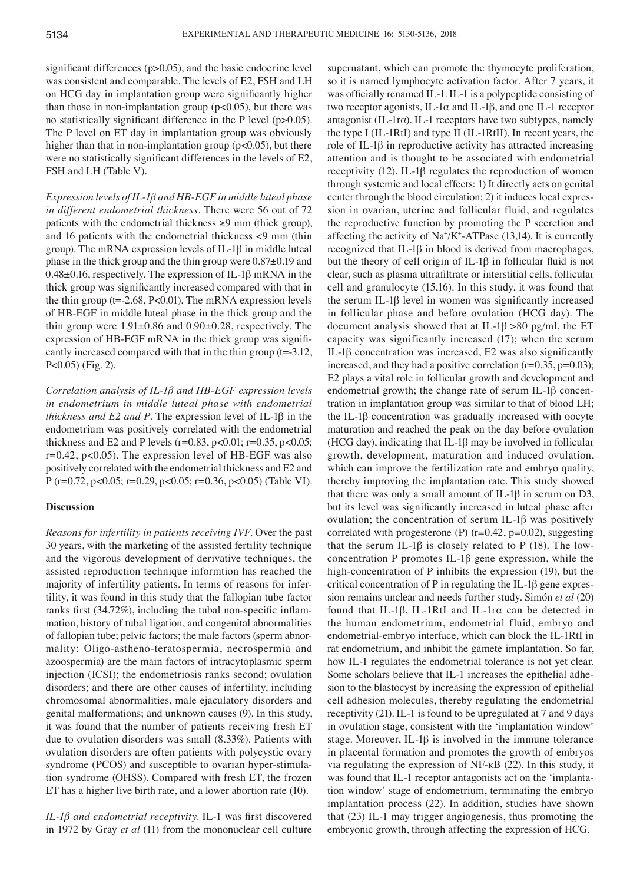significant differences (p>0.05), and the basic endocrine level was consistent and comparable. The levels of E2, FSH and LH on HCG day in implantation group were significantly higher than those in non-implantation group (p<0.05), but there was no statistically significant difference in the P level (p>0.05). The P level on ET day in implantation group was obviously higher than that in non-implantation group (p<0.05), but there were no statistically significant differences in the levels of E2, FSH and LH (Table V).

*Expression levels of IL-1β and HB-EGF in middle luteal phase in different endometrial thickness.* There were 56 out of 72 patients with the endometrial thickness ≥9 mm (thick group), and 16 patients with the endometrial thickness <9 mm (thin group). The mRNA expression levels of IL-1β in middle luteal phase in the thick group and the thin group were 0.87±0.19 and 0.48±0.16, respectively. The expression of IL-1β mRNA in the thick group was significantly increased compared with that in the thin group (t=-2.68, P<0.01). The mRNA expression levels of HB-EGF in middle luteal phase in the thick group and the thin group were 1.91±0.86 and 0.90±0.28, respectively. The expression of HB-EGF mRNA in the thick group was significantly increased compared with that in the thin group (t=-3.12, P<0.05) (Fig. 2).

*Correlation analysis of IL-1β and HB-EGF expression levels in endometrium in middle luteal phase with endometrial thickness and E2 and P.* The expression level of IL-1β in the endometrium was positively correlated with the endometrial thickness and E2 and P levels (r=0.83, p<0.01; r=0.35, p<0.05; r=0.42, p<0.05). The expression level of HB-EGF was also positively correlated with the endometrial thickness and E2 and P (r=0.72, p<0.05; r=0.29, p<0.05; r=0.36, p<0.05) (Table VI).

## Discussion

*Reasons for infertility in patients receiving IVF.* Over the past 30 years, with the marketing of the assisted fertility technique and the vigorous development of derivative techniques, the assisted reproduction technique informtion has reached the majority of infertility patients. In terms of reasons for infertility, it was found in this study that the fallopian tube factor ranks first (34.72%), including the tubal non-specific inflammation, history of tubal ligation, and congenital abnormalities of fallopian tube; pelvic factors; the male factors (sperm abnormality: Oligo-astheno-teratospermia, necrospermia and azoospermia) are the main factors of intracytoplasmic sperm injection (ICSI); the endometriosis ranks second; ovulation disorders; and there are other causes of infertility, including chromosomal abnormalities, male ejaculatory disorders and genital malformations; and unknown causes (9). In this study, it was found that the number of patients receiving fresh ET due to ovulation disorders was small (8.33%). Patients with ovulation disorders are often patients with polycystic ovary syndrome (PCOS) and susceptible to ovarian hyper-stimulation syndrome (OHSS). Compared with fresh ET, the frozen ET has a higher live birth rate, and a lower abortion rate (10).

*IL-1β and endometrial receptivity.* IL-1 was first discovered in 1972 by Gray *et al* (11) from the mononuclear cell culture supernatant, which can promote the thymocyte proliferation, so it is named lymphocyte activation factor. After 7 years, it was officially renamed IL-1. IL-1 is a polypeptide consisting of two receptor agonists, IL-1α and IL-1β, and one IL-1 receptor antagonist (IL-1rα). IL-1 receptors have two subtypes, namely the type I (IL-1RtI) and type II (IL-1RtII). In recent years, the role of IL-1β in reproductive activity has attracted increasing attention and is thought to be associated with endometrial receptivity (12). IL-1β regulates the reproduction of women through systemic and local effects: 1) It directly acts on genital center through the blood circulation; 2) it induces local expression in ovarian, uterine and follicular fluid, and regulates the reproductive function by promoting the P secretion and affecting the activity of $Na^+/K^+$-ATPase (13,14). It is currently recognized that IL-1β in blood is derived from macrophages, but the theory of cell origin of IL-1β in follicular fluid is not clear, such as plasma ultrafiltrate or interstitial cells, follicular cell and granulocyte (15,16). In this study, it was found that the serum IL-1β level in women was significantly increased in follicular phase and before ovulation (HCG day). The document analysis showed that at IL-1β >80 pg/ml, the ET capacity was significantly increased (17); when the serum IL-1β concentration was increased, E2 was also significantly increased, and they had a positive correlation (r=0.35, p=0.03); E2 plays a vital role in follicular growth and development and endometrial growth; the change rate of serum IL-1β concentration in implantation group was similar to that of blood LH; the IL-1β concentration was gradually increased with oocyte maturation and reached the peak on the day before ovulation (HCG day), indicating that IL-1β may be involved in follicular growth, development, maturation and induced ovulation, which can improve the fertilization rate and embryo quality, thereby improving the implantation rate. This study showed that there was only a small amount of IL-1β in serum on D3, but its level was significantly increased in luteal phase after ovulation; the concentration of serum IL-1β was positively correlated with progesterone (P) (r=0.42, p=0.02), suggesting that the serum IL-1β is closely related to P (18). The low-concentration P promotes IL-1β gene expression, while the high-concentration of P inhibits the expression (19), but the critical concentration of P in regulating the IL-1β gene expression remains unclear and needs further study. Simón *et al* (20) found that IL-1β, IL-1RtI and IL-1rα can be detected in the human endometrium, endometrial fluid, embryo and endometrial-embryo interface, which can block the IL-1RtI in rat endometrium, and inhibit the gamete implantation. So far, how IL-1 regulates the endometrial tolerance is not yet clear. Some scholars believe that IL-1 increases the epithelial adhesion to the blastocyst by increasing the expression of epithelial cell adhesion molecules, thereby regulating the endometrial receptivity (21). IL-1 is found to be upregulated at 7 and 9 days in ovulation stage, consistent with the 'implantation window' stage. Moreover, IL-1β is involved in the immune tolerance in placental formation and promotes the growth of embryos via regulating the expression of NF-κB (22). In this study, it was found that IL-1 receptor antagonists act on the 'implantation window' stage of endometrium, terminating the embryo implantation process (22). In addition, studies have shown that (23) IL-1 may trigger angiogenesis, thus promoting the embryonic growth, through affecting the expression of HCG.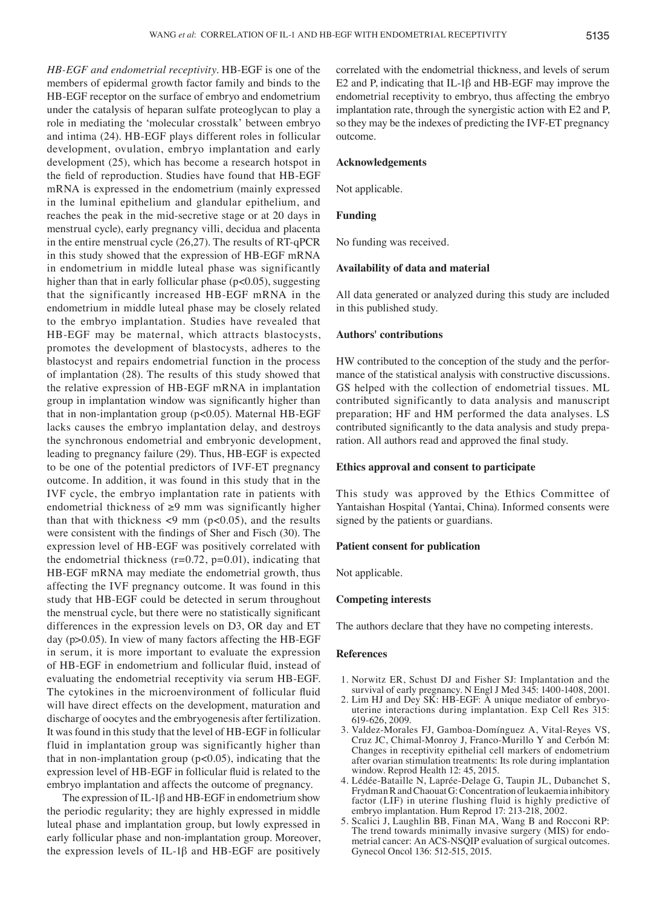*HB-EGF and endometrial receptivity.* HB-EGF is one of the members of epidermal growth factor family and binds to the HB-EGF receptor on the surface of embryo and endometrium under the catalysis of heparan sulfate proteoglycan to play a role in mediating the 'molecular crosstalk' between embryo and intima (24). HB-EGF plays different roles in follicular development, ovulation, embryo implantation and early development (25), which has become a research hotspot in the field of reproduction. Studies have found that HB-EGF mRNA is expressed in the endometrium (mainly expressed in the luminal epithelium and glandular epithelium, and reaches the peak in the mid-secretive stage or at 20 days in menstrual cycle), early pregnancy villi, decidua and placenta in the entire menstrual cycle (26,27). The results of RT-qPCR in this study showed that the expression of HB-EGF mRNA in endometrium in middle luteal phase was significantly higher than that in early follicular phase ($p<0.05$), suggesting that the significantly increased HB-EGF mRNA in the endometrium in middle luteal phase may be closely related to the embryo implantation. Studies have revealed that HB-EGF may be maternal, which attracts blastocysts, promotes the development of blastocysts, adheres to the blastocyst and repairs endometrial function in the process of implantation (28). The results of this study showed that the relative expression of HB-EGF mRNA in implantation group in implantation window was significantly higher than that in non-implantation group ($p<0.05$). Maternal HB-EGF lacks causes the embryo implantation delay, and destroys the synchronous endometrial and embryonic development, leading to pregnancy failure (29). Thus, HB-EGF is expected to be one of the potential predictors of IVF-ET pregnancy outcome. In addition, it was found in this study that in the IVF cycle, the embryo implantation rate in patients with endometrial thickness of ≥9 mm was significantly higher than that with thickness <9 mm ($p<0.05$), and the results were consistent with the findings of Sher and Fisch (30). The expression level of HB-EGF was positively correlated with the endometrial thickness ($r=0.72$, $p=0.01$), indicating that HB-EGF mRNA may mediate the endometrial growth, thus affecting the IVF pregnancy outcome. It was found in this study that HB-EGF could be detected in serum throughout the menstrual cycle, but there were no statistically significant differences in the expression levels on D3, OR day and ET day ($p>0.05$). In view of many factors affecting the HB-EGF in serum, it is more important to evaluate the expression of HB-EGF in endometrium and follicular fluid, instead of evaluating the endometrial receptivity via serum HB-EGF. The cytokines in the microenvironment of follicular fluid will have direct effects on the development, maturation and discharge of oocytes and the embryogenesis after fertilization. It was found in this study that the level of HB-EGF in follicular fluid in implantation group was significantly higher than that in non-implantation group ($p<0.05$), indicating that the expression level of HB-EGF in follicular fluid is related to the embryo implantation and affects the outcome of pregnancy.

The expression of IL-1β and HB-EGF in endometrium show the periodic regularity; they are highly expressed in middle luteal phase and implantation group, but lowly expressed in early follicular phase and non-implantation group. Moreover, the expression levels of IL-1β and HB-EGF are positively correlated with the endometrial thickness, and levels of serum E2 and P, indicating that IL-1β and HB-EGF may improve the endometrial receptivity to embryo, thus affecting the embryo implantation rate, through the synergistic action with E2 and P, so they may be the indexes of predicting the IVF-ET pregnancy outcome.

## Acknowledgements

Not applicable.

## Funding

No funding was received.

## Availability of data and material

All data generated or analyzed during this study are included in this published study.

## Authors' contributions

HW contributed to the conception of the study and the performance of the statistical analysis with constructive discussions. GS helped with the collection of endometrial tissues. ML contributed significantly to data analysis and manuscript preparation; HF and HM performed the data analyses. LS contributed significantly to the data analysis and study preparation. All authors read and approved the final study.

## Ethics approval and consent to participate

This study was approved by the Ethics Committee of Yantaishan Hospital (Yantai, China). Informed consents were signed by the patients or guardians.

## Patient consent for publication

Not applicable.

## Competing interests

The authors declare that they have no competing interests.

## References

1. Norwitz ER, Schust DJ and Fisher SJ: Implantation and the survival of early pregnancy. N Engl J Med 345: 1400-1408, 2001.
2. Lim HJ and Dey SK: HB-EGF: A unique mediator of embryo-uterine interactions during implantation. Exp Cell Res 315: 619-626, 2009.
3. Valdez-Morales FJ, Gamboa-Domínguez A, Vital-Reyes VS, Cruz JC, Chimal-Monroy J, Franco-Murillo Y and Cerbón M: Changes in receptivity epithelial cell markers of endometrium after ovarian stimulation treatments: Its role during implantation window. Reprod Health 12: 45, 2015.
4. Lédée-Bataille N, Laprée-Delage G, Taupin JL, Dubanchet S, Frydman R and Chaouat G: Concentration of leukaemia inhibitory factor (LIF) in uterine flushing fluid is highly predictive of embryo implantation. Hum Reprod 17: 213-218, 2002.
5. Scalici J, Laughlin BB, Finan MA, Wang B and Rocconi RP: The trend towards minimally invasive surgery (MIS) for endometrial cancer: An ACS-NSQIP evaluation of surgical outcomes. Gynecol Oncol 136: 512-515, 2015.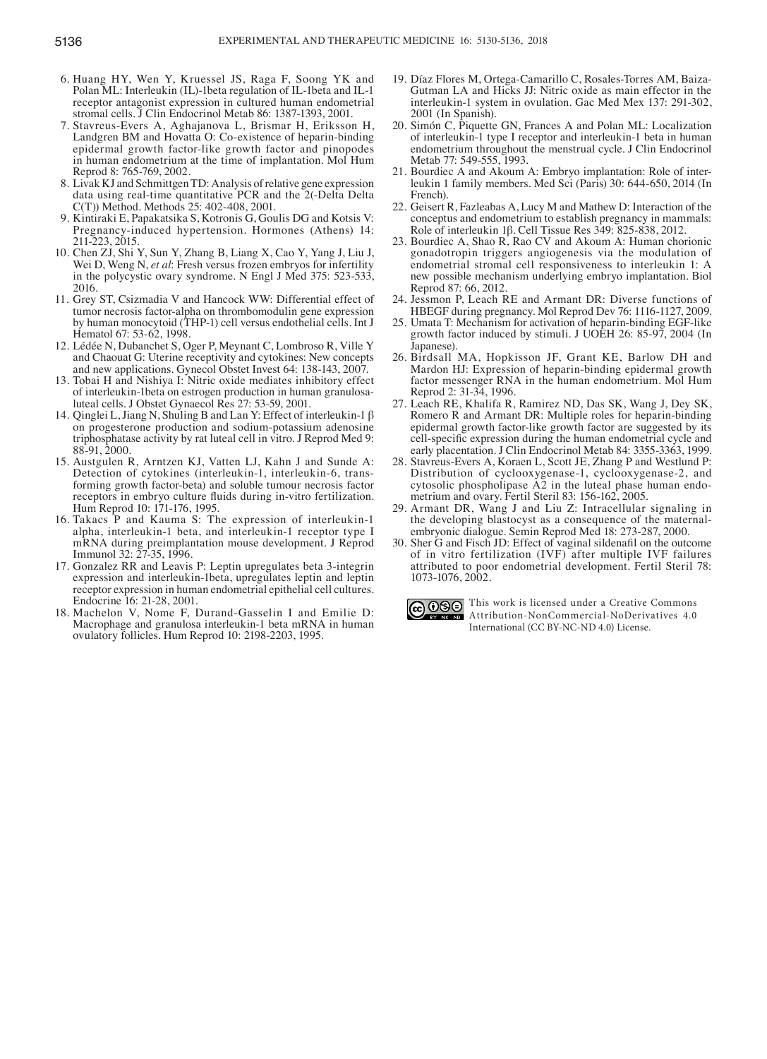6. Huang HY, Wen Y, Kruessel JS, Raga F, Soong YK and Polan ML: Interleukin (IL)-1beta regulation of IL-1beta and IL-1 receptor antagonist expression in cultured human endometrial stromal cells. J Clin Endocrinol Metab 86: 1387-1393, 2001.
7. Stavreus-Evers A, Aghajanova L, Brismar H, Eriksson H, Landgren BM and Hovatta O: Co-existence of heparin-binding epidermal growth factor-like growth factor and pinopodes in human endometrium at the time of implantation. Mol Hum Reprod 8: 765-769, 2002.
8. Livak KJ and Schmittgen TD: Analysis of relative gene expression data using real-time quantitative PCR and the 2(-Delta Delta C(T)) Method. Methods 25: 402-408, 2001.
9. Kintiraki E, Papakatsika S, Kotronis G, Goulis DG and Kotsis V: Pregnancy-induced hypertension. Hormones (Athens) 14: 211-223, 2015.
10. Chen ZJ, Shi Y, Sun Y, Zhang B, Liang X, Cao Y, Yang J, Liu J, Wei D, Weng N, *et al*: Fresh versus frozen embryos for infertility in the polycystic ovary syndrome. N Engl J Med 375: 523-533, 2016.
11. Grey ST, Csizmadia V and Hancock WW: Differential effect of tumor necrosis factor-alpha on thrombomodulin gene expression by human monocytoid (THP-1) cell versus endothelial cells. Int J Hematol 67: 53-62, 1998.
12. Lédée N, Dubanchet S, Oger P, Meynant C, Lombroso R, Ville Y and Chaouat G: Uterine receptivity and cytokines: New concepts and new applications. Gynecol Obstet Invest 64: 138-143, 2007.
13. Tobai H and Nishiya I: Nitric oxide mediates inhibitory effect of interleukin-1beta on estrogen production in human granulosa-luteal cells. J Obstet Gynaecol Res 27: 53-59, 2001.
14. Qinglei L, Jiang N, Shuling B and Lan Y: Effect of interleukin-1 β on progesterone production and sodium-potassium adenosine triphosphatase activity by rat luteal cell in vitro. J Reprod Med 9: 88-91, 2000.
15. Austgulen R, Arntzen KJ, Vatten LJ, Kahn J and Sunde A: Detection of cytokines (interleukin-1, interleukin-6, transforming growth factor-beta) and soluble tumour necrosis factor receptors in embryo culture fluids during in-vitro fertilization. Hum Reprod 10: 171-176, 1995.
16. Takacs P and Kauma S: The expression of interleukin-1 alpha, interleukin-1 beta, and interleukin-1 receptor type I mRNA during preimplantation mouse development. J Reprod Immunol 32: 27-35, 1996.
17. Gonzalez RR and Leavis P: Leptin upregulates beta 3-integrin expression and interleukin-1beta, upregulates leptin and leptin receptor expression in human endometrial epithelial cell cultures. Endocrine 16: 21-28, 2001.
18. Machelon V, Nome F, Durand-Gasselin I and Emilie D: Macrophage and granulosa interleukin-1 beta mRNA in human ovulatory follicles. Hum Reprod 10: 2198-2203, 1995.
19. Díaz Flores M, Ortega-Camarillo C, Rosales-Torres AM, Baiza-Gutman LA and Hicks JJ: Nitric oxide as main effector in the interleukin-1 system in ovulation. Gac Med Mex 137: 291-302, 2001 (In Spanish).
20. Simón C, Piquette GN, Frances A and Polan ML: Localization of interleukin-1 type I receptor and interleukin-1 beta in human endometrium throughout the menstrual cycle. J Clin Endocrinol Metab 77: 549-555, 1993.
21. Bourdiec A and Akoum A: Embryo implantation: Role of interleukin 1 family members. Med Sci (Paris) 30: 644-650, 2014 (In French).
22. Geisert R, Fazleabas A, Lucy M and Mathew D: Interaction of the conceptus and endometrium to establish pregnancy in mammals: Role of interleukin 1β. Cell Tissue Res 349: 825-838, 2012.
23. Bourdiec A, Shao R, Rao CV and Akoum A: Human chorionic gonadotropin triggers angiogenesis via the modulation of endometrial stromal cell responsiveness to interleukin 1: A new possible mechanism underlying embryo implantation. Biol Reprod 87: 66, 2012.
24. Jessmon P, Leach RE and Armant DR: Diverse functions of HBEGF during pregnancy. Mol Reprod Dev 76: 1116-1127, 2009.
25. Umata T: Mechanism for activation of heparin-binding EGF-like growth factor induced by stimuli. J UOEH 26: 85-97, 2004 (In Japanese).
26. Birdsall MA, Hopkisson JF, Grant KE, Barlow DH and Mardon HJ: Expression of heparin-binding epidermal growth factor messenger RNA in the human endometrium. Mol Hum Reprod 2: 31-34, 1996.
27. Leach RE, Khalifa R, Ramirez ND, Das SK, Wang J, Dey SK, Romero R and Armant DR: Multiple roles for heparin-binding epidermal growth factor-like growth factor are suggested by its cell-specific expression during the human endometrial cycle and early placentation. J Clin Endocrinol Metab 84: 3355-3363, 1999.
28. Stavreus-Evers A, Koraen L, Scott JE, Zhang P and Westlund P: Distribution of cyclooxygenase-1, cyclooxygenase-2, and cytosolic phospholipase A2 in the luteal phase human endometrium and ovary. Fertil Steril 83: 156-162, 2005.
29. Armant DR, Wang J and Liu Z: Intracellular signaling in the developing blastocyst as a consequence of the maternal-embryonic dialogue. Semin Reprod Med 18: 273-287, 2000.
30. Sher G and Fisch JD: Effect of vaginal sildenafil on the outcome of in vitro fertilization (IVF) after multiple IVF failures attributed to poor endometrial development. Fertil Steril 78: 1073-1076, 2002.

This work is licensed under a Creative Commons Attribution-NonCommercial-NoDerivatives 4.0 International (CC BY-NC-ND 4.0) License.